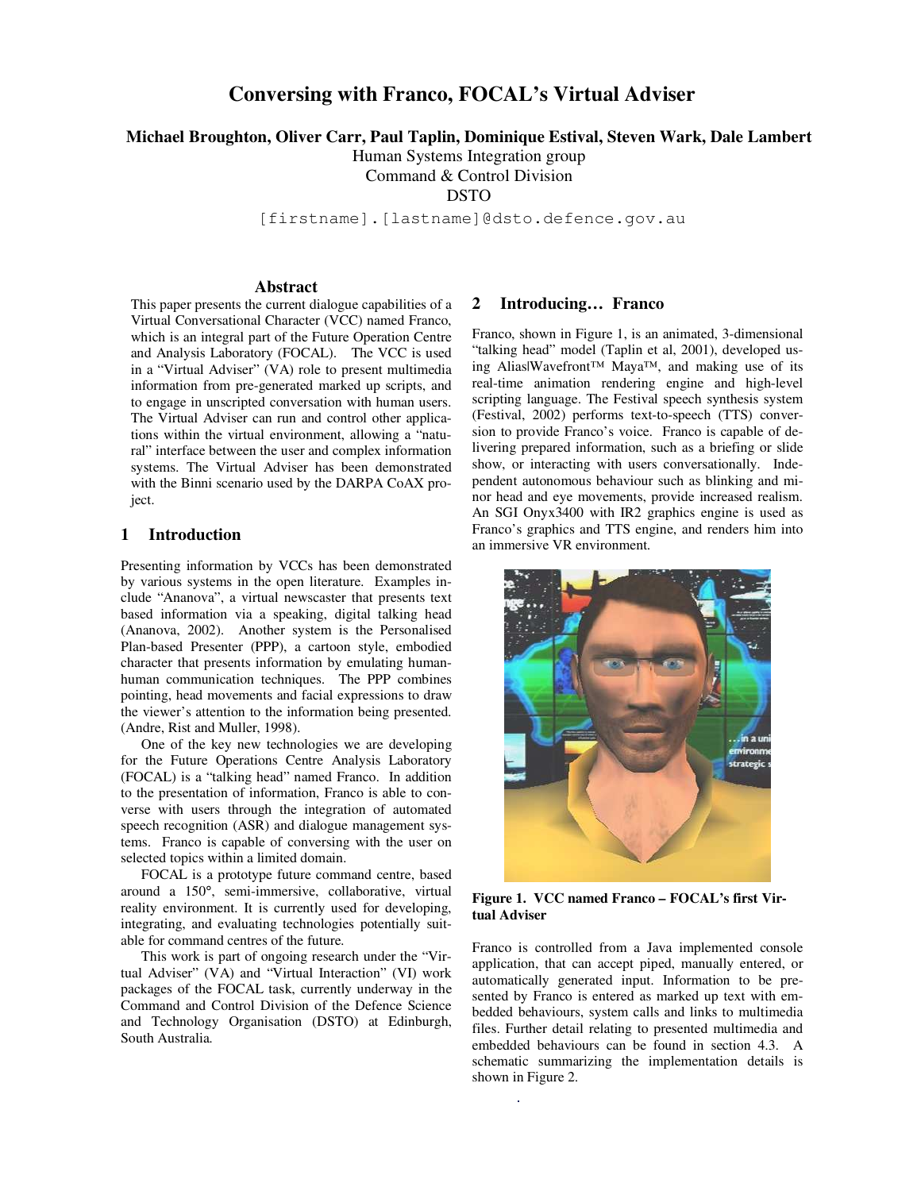# Conversing with Franco, FOCAL's Virtual Adviser

**Michael Broughton, Oliver Carr, Paul Taplin, Dominique Estival, Steven Wark, Dale Lambert**

Human Systems Integration group
Command & Control Division
DSTO

[firstname].[lastname]@dsto.defence.gov.au

## Abstract

This paper presents the current dialogue capabilities of a Virtual Conversational Character (VCC) named Franco, which is an integral part of the Future Operation Centre and Analysis Laboratory (FOCAL). The VCC is used in a "Virtual Adviser" (VA) role to present multimedia information from pre-generated marked up scripts, and to engage in unscripted conversation with human users. The Virtual Adviser can run and control other applications within the virtual environment, allowing a "natural" interface between the user and complex information systems. The Virtual Adviser has been demonstrated with the Binni scenario used by the DARPA CoAX project.

## 1 Introduction

Presenting information by VCCs has been demonstrated by various systems in the open literature. Examples include "Ananova", a virtual newscaster that presents text based information via a speaking, digital talking head (Ananova, 2002). Another system is the Personalised Plan-based Presenter (PPP), a cartoon style, embodied character that presents information by emulating human-human communication techniques. The PPP combines pointing, head movements and facial expressions to draw the viewer's attention to the information being presented. (Andre, Rist and Muller, 1998).

One of the key new technologies we are developing for the Future Operations Centre Analysis Laboratory (FOCAL) is a "talking head" named Franco. In addition to the presentation of information, Franco is able to converse with users through the integration of automated speech recognition (ASR) and dialogue management systems. Franco is capable of conversing with the user on selected topics within a limited domain.

FOCAL is a prototype future command centre, based around a 150°, semi-immersive, collaborative, virtual reality environment. It is currently used for developing, integrating, and evaluating technologies potentially suitable for command centres of the future.

This work is part of ongoing research under the "Virtual Adviser" (VA) and "Virtual Interaction" (VI) work packages of the FOCAL task, currently underway in the Command and Control Division of the Defence Science and Technology Organisation (DSTO) at Edinburgh, South Australia.

## 2 Introducing… Franco

Franco, shown in Figure 1, is an animated, 3-dimensional "talking head" model (Taplin et al, 2001), developed using Alias|Wavefront™ Maya™, and making use of its real-time animation rendering engine and high-level scripting language. The Festival speech synthesis system (Festival, 2002) performs text-to-speech (TTS) conversion to provide Franco's voice. Franco is capable of delivering prepared information, such as a briefing or slide show, or interacting with users conversationally. Independent autonomous behaviour such as blinking and minor head and eye movements, provide increased realism. An SGI Onyx3400 with IR2 graphics engine is used as Franco's graphics and TTS engine, and renders him into an immersive VR environment.

**Figure 1. VCC named Franco – FOCAL's first Virtual Adviser**

Franco is controlled from a Java implemented console application, that can accept piped, manually entered, or automatically generated input. Information to be presented by Franco is entered as marked up text with embedded behaviours, system calls and links to multimedia files. Further detail relating to presented multimedia and embedded behaviours can be found in section 4.3. A schematic summarizing the implementation details is shown in Figure 2.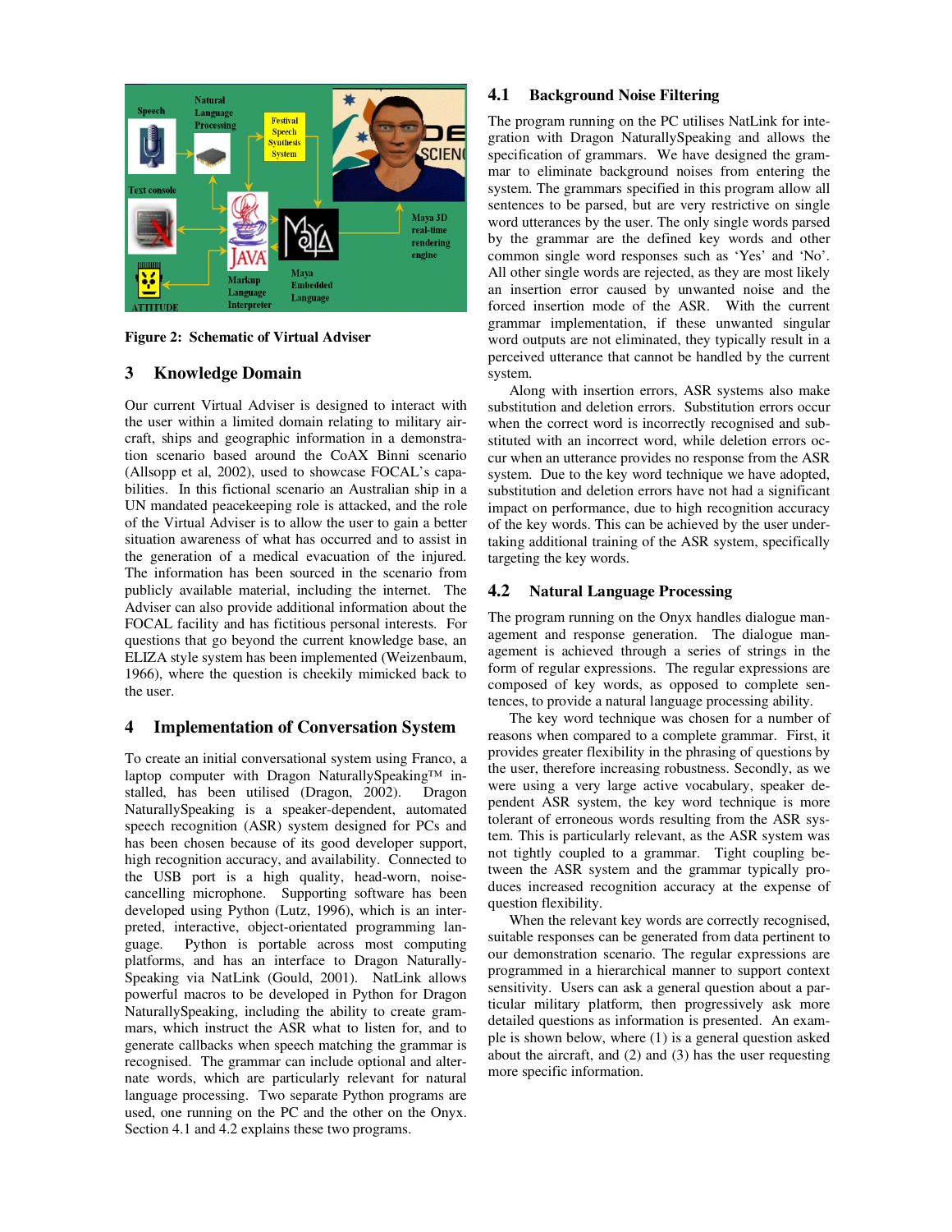Figure 2: Schematic of Virtual Adviser

## 3 Knowledge Domain

Our current Virtual Adviser is designed to interact with the user within a limited domain relating to military aircraft, ships and geographic information in a demonstration scenario based around the CoAX Binni scenario (Allsopp et al, 2002), used to showcase FOCAL's capabilities. In this fictional scenario an Australian ship in a UN mandated peacekeeping role is attacked, and the role of the Virtual Adviser is to allow the user to gain a better situation awareness of what has occurred and to assist in the generation of a medical evacuation of the injured. The information has been sourced in the scenario from publicly available material, including the internet. The Adviser can also provide additional information about the FOCAL facility and has fictitious personal interests. For questions that go beyond the current knowledge base, an ELIZA style system has been implemented (Weizenbaum, 1966), where the question is cheekily mimicked back to the user.

## 4 Implementation of Conversation System

To create an initial conversational system using Franco, a laptop computer with Dragon NaturallySpeaking™ installed, has been utilised (Dragon, 2002). Dragon NaturallySpeaking is a speaker-dependent, automated speech recognition (ASR) system designed for PCs and has been chosen because of its good developer support, high recognition accuracy, and availability. Connected to the USB port is a high quality, head-worn, noise-cancelling microphone. Supporting software has been developed using Python (Lutz, 1996), which is an interpreted, interactive, object-orientated programming language. Python is portable across most computing platforms, and has an interface to Dragon NaturallySpeaking via NatLink (Gould, 2001). NatLink allows powerful macros to be developed in Python for Dragon NaturallySpeaking, including the ability to create grammars, which instruct the ASR what to listen for, and to generate callbacks when speech matching the grammar is recognised. The grammar can include optional and alternate words, which are particularly relevant for natural language processing. Two separate Python programs are used, one running on the PC and the other on the Onyx. Section 4.1 and 4.2 explains these two programs.

### 4.1 Background Noise Filtering

The program running on the PC utilises NatLink for integration with Dragon NaturallySpeaking and allows the specification of grammars. We have designed the grammar to eliminate background noises from entering the system. The grammars specified in this program allow all sentences to be parsed, but are very restrictive on single word utterances by the user. The only single words parsed by the grammar are the defined key words and other common single word responses such as 'Yes' and 'No'. All other single words are rejected, as they are most likely an insertion error caused by unwanted noise and the forced insertion mode of the ASR. With the current grammar implementation, if these unwanted singular word outputs are not eliminated, they typically result in a perceived utterance that cannot be handled by the current system.

Along with insertion errors, ASR systems also make substitution and deletion errors. Substitution errors occur when the correct word is incorrectly recognised and substituted with an incorrect word, while deletion errors occur when an utterance provides no response from the ASR system. Due to the key word technique we have adopted, substitution and deletion errors have not had a significant impact on performance, due to high recognition accuracy of the key words. This can be achieved by the user undertaking additional training of the ASR system, specifically targeting the key words.

### 4.2 Natural Language Processing

The program running on the Onyx handles dialogue management and response generation. The dialogue management is achieved through a series of strings in the form of regular expressions. The regular expressions are composed of key words, as opposed to complete sentences, to provide a natural language processing ability.

The key word technique was chosen for a number of reasons when compared to a complete grammar. First, it provides greater flexibility in the phrasing of questions by the user, therefore increasing robustness. Secondly, as we were using a very large active vocabulary, speaker dependent ASR system, the key word technique is more tolerant of erroneous words resulting from the ASR system. This is particularly relevant, as the ASR system was not tightly coupled to a grammar. Tight coupling between the ASR system and the grammar typically produces increased recognition accuracy at the expense of question flexibility.

When the relevant key words are correctly recognised, suitable responses can be generated from data pertinent to our demonstration scenario. The regular expressions are programmed in a hierarchical manner to support context sensitivity. Users can ask a general question about a particular military platform, then progressively ask more detailed questions as information is presented. An example is shown below, where (1) is a general question asked about the aircraft, and (2) and (3) has the user requesting more specific information.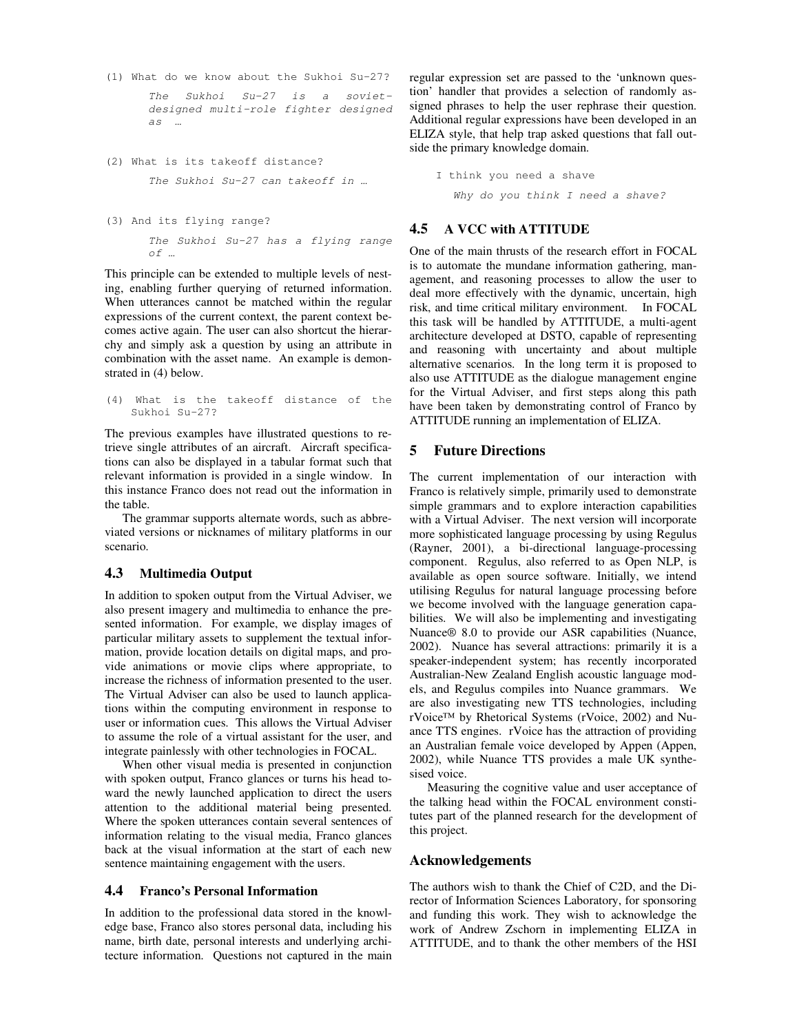```
(1) What do we know about the Sukhoi Su-27?

      The Sukhoi Su-27 is a soviet-
      designed multi-role fighter designed
      as …


(2) What is its takeoff distance?

      The Sukhoi Su-27 can takeoff in …


(3) And its flying range?

      The Sukhoi Su-27 has a flying range
      of …
```

This principle can be extended to multiple levels of nesting, enabling further querying of returned information. When utterances cannot be matched within the regular expressions of the current context, the parent context becomes active again. The user can also shortcut the hierarchy and simply ask a question by using an attribute in combination with the asset name. An example is demonstrated in (4) below.

```
(4) What is the takeoff distance of the
    Sukhoi Su-27?
```

The previous examples have illustrated questions to retrieve single attributes of an aircraft. Aircraft specifications can also be displayed in a tabular format such that relevant information is provided in a single window. In this instance Franco does not read out the information in the table.

The grammar supports alternate words, such as abbreviated versions or nicknames of military platforms in our scenario.

### 4.3 Multimedia Output

In addition to spoken output from the Virtual Adviser, we also present imagery and multimedia to enhance the presented information. For example, we display images of particular military assets to supplement the textual information, provide location details on digital maps, and provide animations or movie clips where appropriate, to increase the richness of information presented to the user. The Virtual Adviser can also be used to launch applications within the computing environment in response to user or information cues. This allows the Virtual Adviser to assume the role of a virtual assistant for the user, and integrate painlessly with other technologies in FOCAL.

When other visual media is presented in conjunction with spoken output, Franco glances or turns his head toward the newly launched application to direct the users attention to the additional material being presented. Where the spoken utterances contain several sentences of information relating to the visual media, Franco glances back at the visual information at the start of each new sentence maintaining engagement with the users.

### 4.4 Franco's Personal Information

In addition to the professional data stored in the knowledge base, Franco also stores personal data, including his name, birth date, personal interests and underlying architecture information. Questions not captured in the main regular expression set are passed to the 'unknown question' handler that provides a selection of randomly assigned phrases to help the user rephrase their question. Additional regular expressions have been developed in an ELIZA style, that help trap asked questions that fall outside the primary knowledge domain.

```
I think you need a shave

   Why do you think I need a shave?
```

### 4.5 A VCC with ATTITUDE

One of the main thrusts of the research effort in FOCAL is to automate the mundane information gathering, management, and reasoning processes to allow the user to deal more effectively with the dynamic, uncertain, high risk, and time critical military environment. In FOCAL this task will be handled by ATTITUDE, a multi-agent architecture developed at DSTO, capable of representing and reasoning with uncertainty and about multiple alternative scenarios. In the long term it is proposed to also use ATTITUDE as the dialogue management engine for the Virtual Adviser, and first steps along this path have been taken by demonstrating control of Franco by ATTITUDE running an implementation of ELIZA.

## 5 Future Directions

The current implementation of our interaction with Franco is relatively simple, primarily used to demonstrate simple grammars and to explore interaction capabilities with a Virtual Adviser. The next version will incorporate more sophisticated language processing by using Regulus (Rayner, 2001), a bi-directional language-processing component. Regulus, also referred to as Open NLP, is available as open source software. Initially, we intend utilising Regulus for natural language processing before we become involved with the language generation capabilities. We will also be implementing and investigating Nuance® 8.0 to provide our ASR capabilities (Nuance, 2002). Nuance has several attractions: primarily it is a speaker-independent system; has recently incorporated Australian-New Zealand English acoustic language models, and Regulus compiles into Nuance grammars. We are also investigating new TTS technologies, including rVoice™ by Rhetorical Systems (rVoice, 2002) and Nuance TTS engines. rVoice has the attraction of providing an Australian female voice developed by Appen (Appen, 2002), while Nuance TTS provides a male UK synthesised voice.

Measuring the cognitive value and user acceptance of the talking head within the FOCAL environment constitutes part of the planned research for the development of this project.

## Acknowledgements

The authors wish to thank the Chief of C2D, and the Director of Information Sciences Laboratory, for sponsoring and funding this work. They wish to acknowledge the work of Andrew Zschorn in implementing ELIZA in ATTITUDE, and to thank the other members of the HSI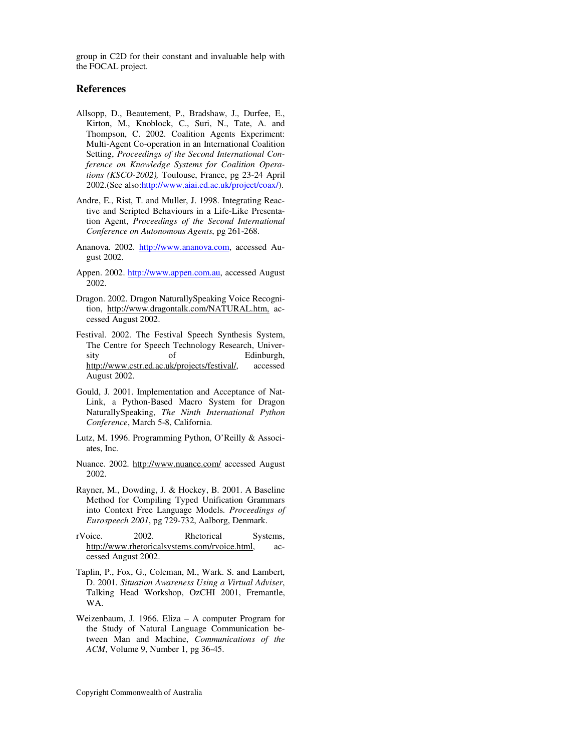group in C2D for their constant and invaluable help with the FOCAL project.

## References

Allsopp, D., Beautement, P., Bradshaw, J., Durfee, E., Kirton, M., Knoblock, C., Suri, N., Tate, A. and Thompson, C. 2002. Coalition Agents Experiment: Multi-Agent Co-operation in an International Coalition Setting, *Proceedings of the Second International Conference on Knowledge Systems for Coalition Operations (KSCO-2002),* Toulouse, France, pg 23-24 April 2002.(See also:http://www.aiai.ed.ac.uk/project/coax/).

Andre, E., Rist, T. and Muller, J. 1998. Integrating Reactive and Scripted Behaviours in a Life-Like Presentation Agent, *Proceedings of the Second International Conference on Autonomous Agents*, pg 261-268.

Ananova. 2002. http://www.ananova.com, accessed August 2002.

Appen. 2002. http://www.appen.com.au, accessed August 2002.

Dragon. 2002. Dragon NaturallySpeaking Voice Recognition, http://www.dragontalk.com/NATURAL.htm, accessed August 2002.

Festival. 2002. The Festival Speech Synthesis System, The Centre for Speech Technology Research, University of Edinburgh, http://www.cstr.ed.ac.uk/projects/festival/, accessed August 2002.

Gould, J. 2001. Implementation and Acceptance of NatLink, a Python-Based Macro System for Dragon NaturallySpeaking, *The Ninth International Python Conference*, March 5-8, California.

Lutz, M. 1996. Programming Python, O'Reilly & Associates, Inc.

Nuance. 2002. http://www.nuance.com/ accessed August 2002.

Rayner, M., Dowding, J. & Hockey, B. 2001. A Baseline Method for Compiling Typed Unification Grammars into Context Free Language Models. *Proceedings of Eurospeech 2001*, pg 729-732, Aalborg, Denmark.

rVoice. 2002. Rhetorical Systems, http://www.rhetoricalsystems.com/rvoice.html, accessed August 2002.

Taplin, P., Fox, G., Coleman, M., Wark. S. and Lambert, D. 2001. *Situation Awareness Using a Virtual Adviser*, Talking Head Workshop, OzCHI 2001, Fremantle, WA.

Weizenbaum, J. 1966. Eliza – A computer Program for the Study of Natural Language Communication between Man and Machine, *Communications of the ACM*, Volume 9, Number 1, pg 36-45.

Copyright Commonwealth of Australia